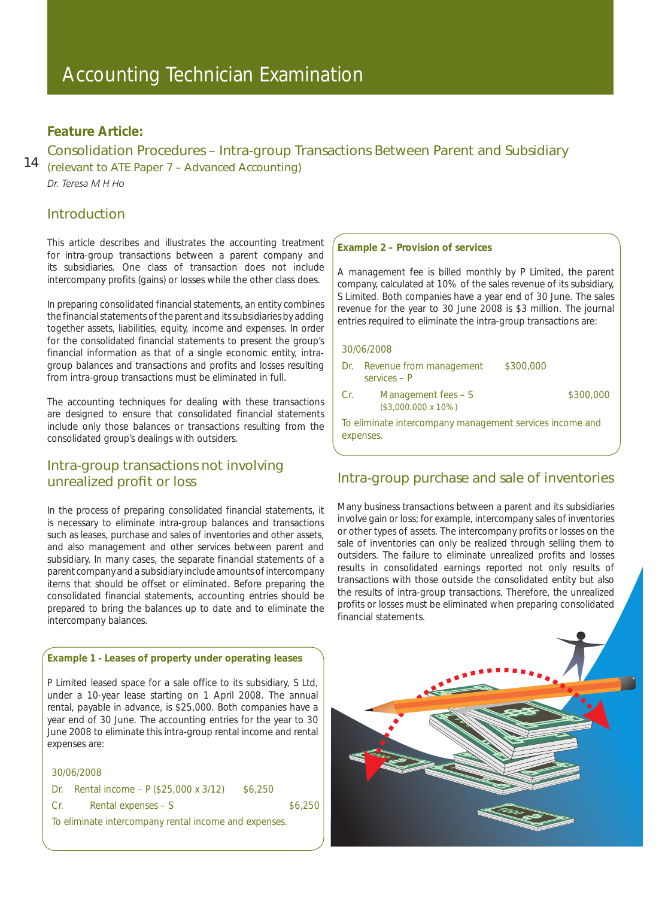# Accounting Technician Examination

**Feature Article:**

## Consolidation Procedures – Intra-group Transactions Between Parent and Subsidiary (relevant to ATE Paper 7 – Advanced Accounting)

*Dr. Teresa M H Ho*

## Introduction

This article describes and illustrates the accounting treatment for intra-group transactions between a parent company and its subsidiaries. One class of transaction does not include intercompany profits (gains) or losses while the other class does.

In preparing consolidated financial statements, an entity combines the financial statements of the parent and its subsidiaries by adding together assets, liabilities, equity, income and expenses. In order for the consolidated financial statements to present the group's financial information as that of a single economic entity, intra-group balances and transactions and profits and losses resulting from intra-group transactions must be eliminated in full.

The accounting techniques for dealing with these transactions are designed to ensure that consolidated financial statements include only those balances or transactions resulting from the consolidated group's dealings with outsiders.

## Intra-group transactions not involving unrealized profit or loss

In the process of preparing consolidated financial statements, it is necessary to eliminate intra-group balances and transactions such as leases, purchase and sales of inventories and other assets, and also management and other services between parent and subsidiary. In many cases, the separate financial statements of a parent company and a subsidiary include amounts of intercompany items that should be offset or eliminated. Before preparing the consolidated financial statements, accounting entries should be prepared to bring the balances up to date and to eliminate the intercompany balances.

**Example 1 - Leases of property under operating leases**

P Limited leased space for a sale office to its subsidiary, S Ltd, under a 10-year lease starting on 1 April 2008. The annual rental, payable in advance, is $25,000. Both companies have a year end of 30 June. The accounting entries for the year to 30 June 2008 to eliminate this intra-group rental income and rental expenses are:

30/06/2008

| | | | |
|---|---|---|---|
| Dr. | Rental income – P ($25,000 x 3/12) | $6,250 | |
| Cr. | Rental expenses – S | | $6,250 |

To eliminate intercompany rental income and expenses.

**Example 2 – Provision of services**

A management fee is billed monthly by P Limited, the parent company, calculated at 10% of the sales revenue of its subsidiary, S Limited. Both companies have a year end of 30 June. The sales revenue for the year to 30 June 2008 is $3 million. The journal entries required to eliminate the intra-group transactions are:

30/06/2008

| | | | |
|---|---|---|---|
| Dr. | Revenue from management services – P | $300,000 | |
| Cr. | Management fees – S ($3,000,000 x 10%) | | $300,000 |

To eliminate intercompany management services income and expenses.

## Intra-group purchase and sale of inventories

Many business transactions between a parent and its subsidiaries involve gain or loss; for example, intercompany sales of inventories or other types of assets. The intercompany profits or losses on the sale of inventories can only be realized through selling them to outsiders. The failure to eliminate unrealized profits and losses results in consolidated earnings reported not only results of transactions with those outside the consolidated entity but also the results of intra-group transactions. Therefore, the unrealized profits or losses must be eliminated when preparing consolidated financial statements.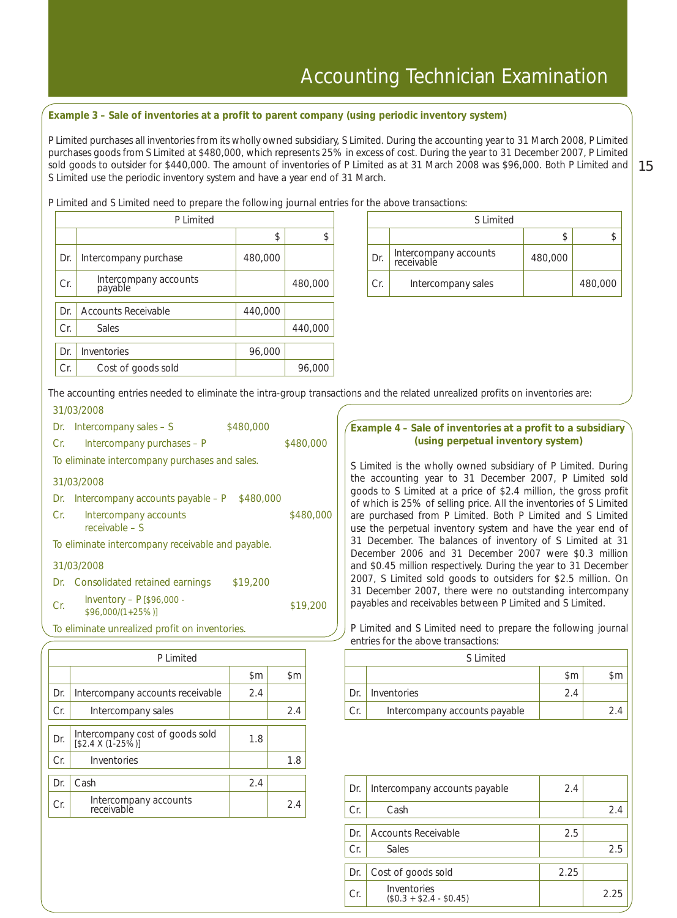### Example 3 – Sale of inventories at a profit to parent company (using periodic inventory system)

P Limited purchases all inventories from its wholly owned subsidiary, S Limited. During the accounting year to 31 March 2008, P Limited purchases goods from S Limited at $480,000, which represents 25% in excess of cost. During the year to 31 December 2007, P Limited sold goods to outsider for $440,000. The amount of inventories of P Limited as at 31 March 2008 was $96,000. Both P Limited and S Limited use the periodic inventory system and have a year end of 31 March.

P Limited and S Limited need to prepare the following journal entries for the above transactions:

**P Limited**

| | | $ | $ |
|---|---|---|---|
| Dr. | Intercompany purchase | 480,000 | |
| Cr. | Intercompany accounts payable | | 480,000 |
| Dr. | Accounts Receivable | 440,000 | |
| Cr. | Sales | | 440,000 |
| Dr. | Inventories | 96,000 | |
| Cr. | Cost of goods sold | | 96,000 |

**S Limited**

| | | $ | $ |
|---|---|---|---|
| Dr. | Intercompany accounts receivable | 480,000 | |
| Cr. | Intercompany sales | | 480,000 |

The accounting entries needed to eliminate the intra-group transactions and the related unrealized profits on inventories are:

31/03/2008

| | | | |
|---|---|---|---|
| Dr. | Intercompany sales – S | $480,000 | |
| Cr. | Intercompany purchases – P | | $480,000 |

To eliminate intercompany purchases and sales.

31/03/2008

| | | | |
|---|---|---|---|
| Dr. | Intercompany accounts payable – P | $480,000 | |
| Cr. | Intercompany accounts receivable – S | | $480,000 |

To eliminate intercompany receivable and payable.

31/03/2008

| | | | |
|---|---|---|---|
| Dr. | Consolidated retained earnings | $19,200 | |
| Cr. | Inventory – P [$96,000 - $96,000/(1+25%)] | | $19,200 |

To eliminate unrealized profit on inventories.

### Example 4 – Sale of inventories at a profit to a subsidiary (using perpetual inventory system)

S Limited is the wholly owned subsidiary of P Limited. During the accounting year to 31 December 2007, P Limited sold goods to S Limited at a price of $2.4 million, the gross profit of which is 25% of selling price. All the inventories of S Limited are purchased from P Limited. Both P Limited and S Limited use the perpetual inventory system and have the year end of 31 December. The balances of inventory of S Limited at 31 December 2006 and 31 December 2007 were $0.3 million and $0.45 million respectively. During the year to 31 December 2007, S Limited sold goods to outsiders for $2.5 million. On 31 December 2007, there were no outstanding intercompany payables and receivables between P Limited and S Limited.

P Limited and S Limited need to prepare the following journal entries for the above transactions:

**P Limited**

| | | $m | $m |
|---|---|---|---|
| Dr. | Intercompany accounts receivable | 2.4 | |
| Cr. | Intercompany sales | | 2.4 |
| Dr. | Intercompany cost of goods sold [$2.4 X (1-25%)] | 1.8 | |
| Cr. | Inventories | | 1.8 |
| Dr. | Cash | 2.4 | |
| Cr. | Intercompany accounts receivable | | 2.4 |

**S Limited**

| | | $m | $m |
|---|---|---|---|
| Dr. | Inventories | 2.4 | |
| Cr. | Intercompany accounts payable | | 2.4 |
| Dr. | Intercompany accounts payable | 2.4 | |
| Cr. | Cash | | 2.4 |
| Dr. | Accounts Receivable | 2.5 | |
| Cr. | Sales | | 2.5 |
| Dr. | Cost of goods sold | 2.25 | |
| Cr. | Inventories ($0.3 + $2.4 - $0.45) | | 2.25 |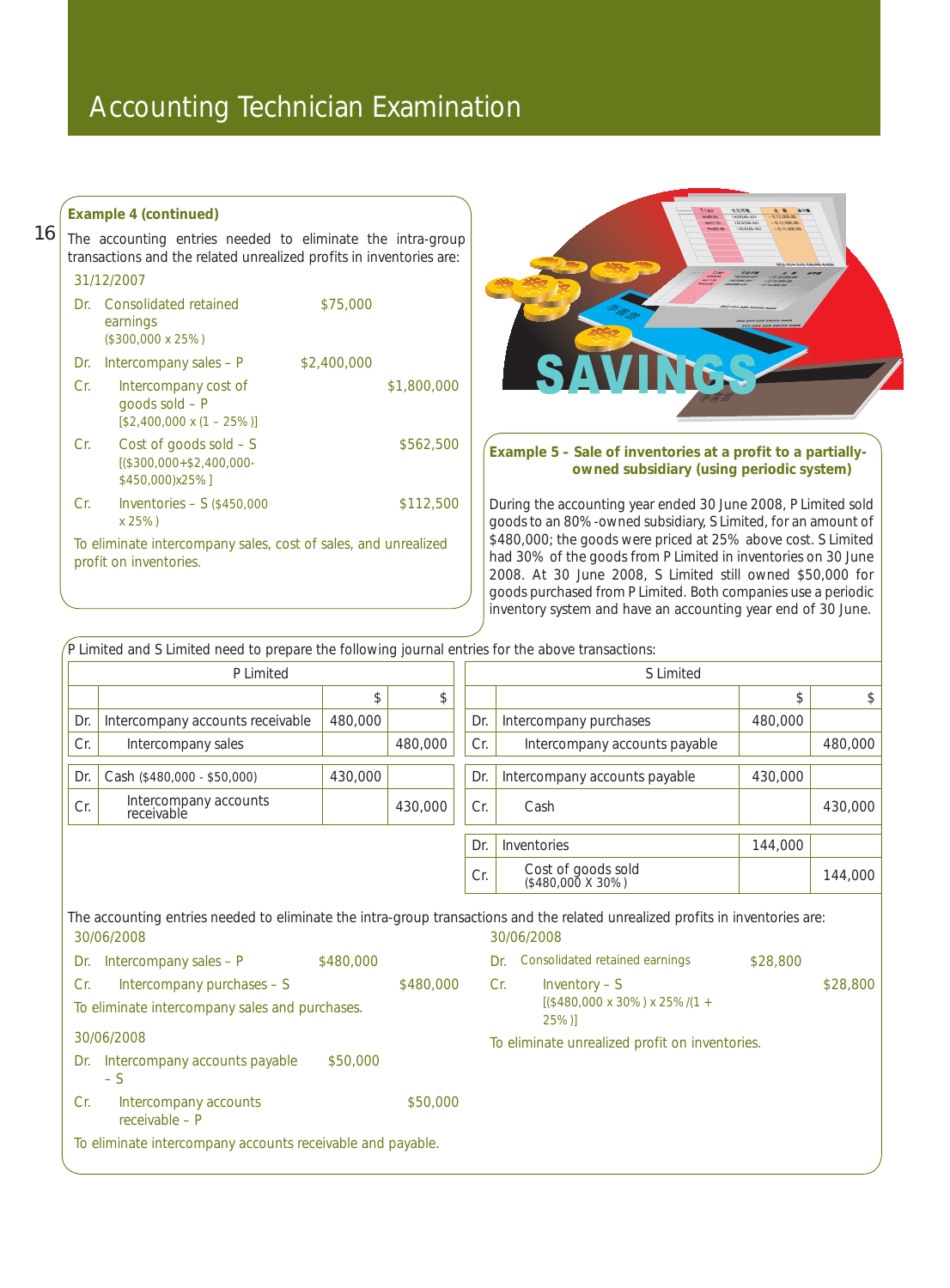### Example 4 (continued)

The accounting entries needed to eliminate the intra-group transactions and the related unrealized profits in inventories are:

31/12/2007

| | | | |
|---|---|---|---|
| Dr. | Consolidated retained earnings ($300,000 x 25%) | $75,000 | |
| Dr. | Intercompany sales – P | $2,400,000 | |
| Cr. | Intercompany cost of goods sold – P [$2,400,000 x (1 – 25%)] | | $1,800,000 |
| Cr. | Cost of goods sold – S [($300,000+$2,400,000-$450,000)x25%] | | $562,500 |
| Cr. | Inventories – S ($450,000 x 25%) | | $112,500 |

To eliminate intercompany sales, cost of sales, and unrealized profit on inventories.

### Example 5 – Sale of inventories at a profit to a partially-owned subsidiary (using periodic system)

During the accounting year ended 30 June 2008, P Limited sold goods to an 80%-owned subsidiary, S Limited, for an amount of $480,000; the goods were priced at 25% above cost. S Limited had 30% of the goods from P Limited in inventories on 30 June 2008. At 30 June 2008, S Limited still owned $50,000 for goods purchased from P Limited. Both companies use a periodic inventory system and have an accounting year end of 30 June.

P Limited and S Limited need to prepare the following journal entries for the above transactions:

**P Limited**

| | | $ | $ |
|---|---|---|---|
| Dr. | Intercompany accounts receivable | 480,000 | |
| Cr. | Intercompany sales | | 480,000 |
| Dr. | Cash ($480,000 - $50,000) | 430,000 | |
| Cr. | Intercompany accounts receivable | | 430,000 |

**S Limited**

| | | $ | $ |
|---|---|---|---|
| Dr. | Intercompany purchases | 480,000 | |
| Cr. | Intercompany accounts payable | | 480,000 |
| Dr. | Intercompany accounts payable | 430,000 | |
| Cr. | Cash | | 430,000 |
| Dr. | Inventories | 144,000 | |
| Cr. | Cost of goods sold ($480,000 X 30%) | | 144,000 |

The accounting entries needed to eliminate the intra-group transactions and the related unrealized profits in inventories are:

30/06/2008

| | | | |
|---|---|---|---|
| Dr. | Intercompany sales – P | $480,000 | |
| Cr. | Intercompany purchases – S | | $480,000 |

To eliminate intercompany sales and purchases.

30/06/2008

| | | | |
|---|---|---|---|
| Dr. | Intercompany accounts payable – S | $50,000 | |
| Cr. | Intercompany accounts receivable – P | | $50,000 |

To eliminate intercompany accounts receivable and payable.

30/06/2008

| | | | |
|---|---|---|---|
| Dr. | Consolidated retained earnings | $28,800 | |
| Cr. | Inventory – S [($480,000 x 30%) x 25% /(1 + 25%)] | | $28,800 |

To eliminate unrealized profit on inventories.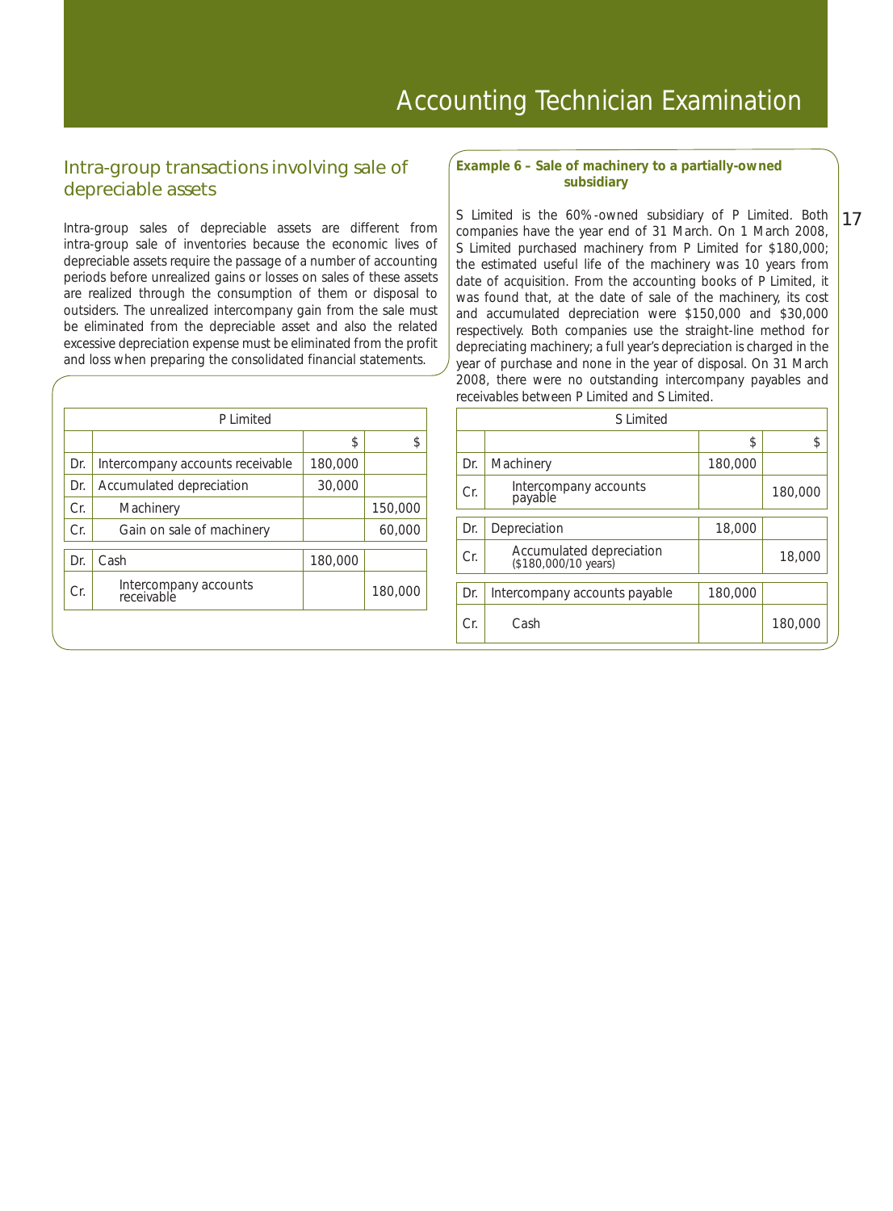## Intra-group transactions involving sale of depreciable assets

Intra-group sales of depreciable assets are different from intra-group sale of inventories because the economic lives of depreciable assets require the passage of a number of accounting periods before unrealized gains or losses on sales of these assets are realized through the consumption of them or disposal to outsiders. The unrealized intercompany gain from the sale must be eliminated from the depreciable asset and also the related excessive depreciation expense must be eliminated from the profit and loss when preparing the consolidated financial statements.

**Example 6 – Sale of machinery to a partially-owned subsidiary**

S Limited is the 60%-owned subsidiary of P Limited. Both companies have the year end of 31 March. On 1 March 2008, S Limited purchased machinery from P Limited for $180,000; the estimated useful life of the machinery was 10 years from date of acquisition. From the accounting books of P Limited, it was found that, at the date of sale of the machinery, its cost and accumulated depreciation were $150,000 and $30,000 respectively. Both companies use the straight-line method for depreciating machinery; a full year's depreciation is charged in the year of purchase and none in the year of disposal. On 31 March 2008, there were no outstanding intercompany payables and receivables between P Limited and S Limited.

| P Limited | | | |
|---|---|---|---|
| | | $ | $ |
| Dr. | Intercompany accounts receivable | 180,000 | |
| Dr. | Accumulated depreciation | 30,000 | |
| Cr. | Machinery | | 150,000 |
| Cr. | Gain on sale of machinery | | 60,000 |
| Dr. | Cash | 180,000 | |
| Cr. | Intercompany accounts receivable | | 180,000 |

| S Limited | | | |
|---|---|---|---|
| | | $ | $ |
| Dr. | Machinery | 180,000 | |
| Cr. | Intercompany accounts payable | | 180,000 |
| Dr. | Depreciation | 18,000 | |
| Cr. | Accumulated depreciation ($180,000/10 years) | | 18,000 |
| Dr. | Intercompany accounts payable | 180,000 | |
| Cr. | Cash | | 180,000 |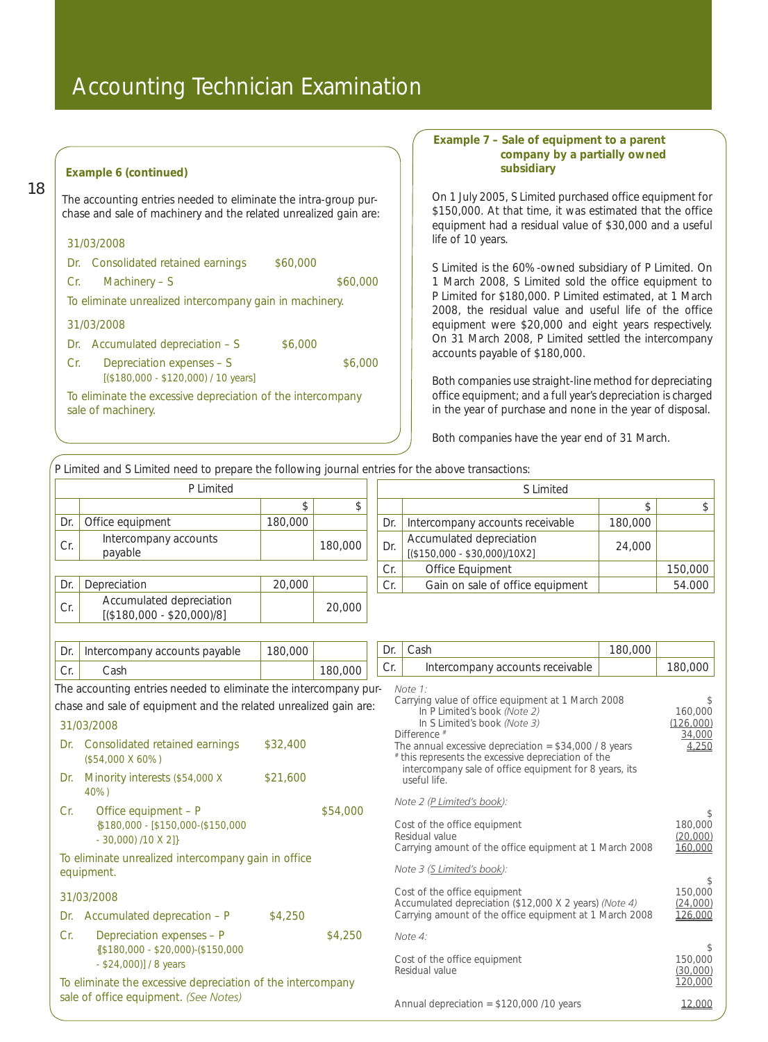### Example 6 (continued)

The accounting entries needed to eliminate the intra-group purchase and sale of machinery and the related unrealized gain are:

31/03/2008

| | | | |
|---|---|---|---|
| Dr. | Consolidated retained earnings | $60,000 | |
| Cr. | Machinery – S | | $60,000 |

To eliminate unrealized intercompany gain in machinery.

31/03/2008

| | | | |
|---|---|---|---|
| Dr. | Accumulated depreciation – S | $6,000 | |
| Cr. | Depreciation expenses – S [($180,000 - $120,000) / 10 years] | | $6,000 |

To eliminate the excessive depreciation of the intercompany sale of machinery.

### Example 7 – Sale of equipment to a parent company by a partially owned subsidiary

On 1 July 2005, S Limited purchased office equipment for $150,000. At that time, it was estimated that the office equipment had a residual value of $30,000 and a useful life of 10 years.

S Limited is the 60%-owned subsidiary of P Limited. On 1 March 2008, S Limited sold the office equipment to P Limited for $180,000. P Limited estimated, at 1 March 2008, the residual value and useful life of the office equipment were $20,000 and eight years respectively. On 31 March 2008, P Limited settled the intercompany accounts payable of $180,000.

Both companies use straight-line method for depreciating office equipment; and a full year's depreciation is charged in the year of purchase and none in the year of disposal.

Both companies have the year end of 31 March.

P Limited and S Limited need to prepare the following journal entries for the above transactions:

**P Limited**

| | | $ | $ |
|---|---|---|---|
| Dr. | Office equipment | 180,000 | |
| Cr. | Intercompany accounts payable | | 180,000 |
| Dr. | Depreciation | 20,000 | |
| Cr. | Accumulated depreciation [($180,000 - $20,000)/8] | | 20,000 |
| Dr. | Intercompany accounts payable | 180,000 | |
| Cr. | Cash | | 180,000 |

**S Limited**

| | | $ | $ |
|---|---|---|---|
| Dr. | Intercompany accounts receivable | 180,000 | |
| Dr. | Accumulated depreciation [($150,000 - $30,000)/10X2] | 24,000 | |
| Cr. | Office Equipment | | 150,000 |
| Cr. | Gain on sale of office equipment | | 54.000 |
| Dr. | Cash | 180,000 | |
| Cr. | Intercompany accounts receivable | | 180,000 |

The accounting entries needed to eliminate the intercompany purchase and sale of equipment and the related unrealized gain are:

31/03/2008

| | | | |
|---|---|---|---|
| Dr. | Consolidated retained earnings ($54,000 X 60%) | $32,400 | |
| Dr. | Minority interests ($54,000 X 40%) | $21,600 | |
| Cr. | Office equipment – P {$180,000 - [$150,000-($150,000 - 30,000) /10 X 2]} | | $54,000 |

To eliminate unrealized intercompany gain in office equipment.

31/03/2008

| | | | |
|---|---|---|---|
| Dr. | Accumulated deprecation – P | $4,250 | |
| Cr. | Depreciation expenses – P {[$180,000 - $20,000)-($150,000 - $24,000)] / 8 years | | $4,250 |

To eliminate the excessive depreciation of the intercompany sale of office equipment. *(See Notes)*

*Note 1:*

| | $ |
|---|---|
| Carrying value of office equipment at 1 March 2008 | |
| In P Limited's book *(Note 2)* | 160,000 |
| In S Limited's book *(Note 3)* | (126,000) |
| Difference # | 34,000 |
| The annual excessive depreciation = $34,000 / 8 years | 4,250 |

# this represents the excessive depreciation of the intercompany sale of office equipment for 8 years, its useful life.

*Note 2 (P Limited's book):*

| | $ |
|---|---|
| Cost of the office equipment | 180,000 |
| Residual value | (20,000) |
| Carrying amount of the office equipment at 1 March 2008 | 160,000 |

*Note 3 (S Limited's book):*

| | $ |
|---|---|
| Cost of the office equipment | 150,000 |
| Accumulated depreciation ($12,000 X 2 years) *(Note 4)* | (24,000) |
| Carrying amount of the office equipment at 1 March 2008 | 126,000 |

*Note 4:*

| | $ |
|---|---|
| Cost of the office equipment | 150,000 |
| Residual value | (30,000) |
| | 120,000 |
| Annual depreciation = $120,000 /10 years | 12,000 |